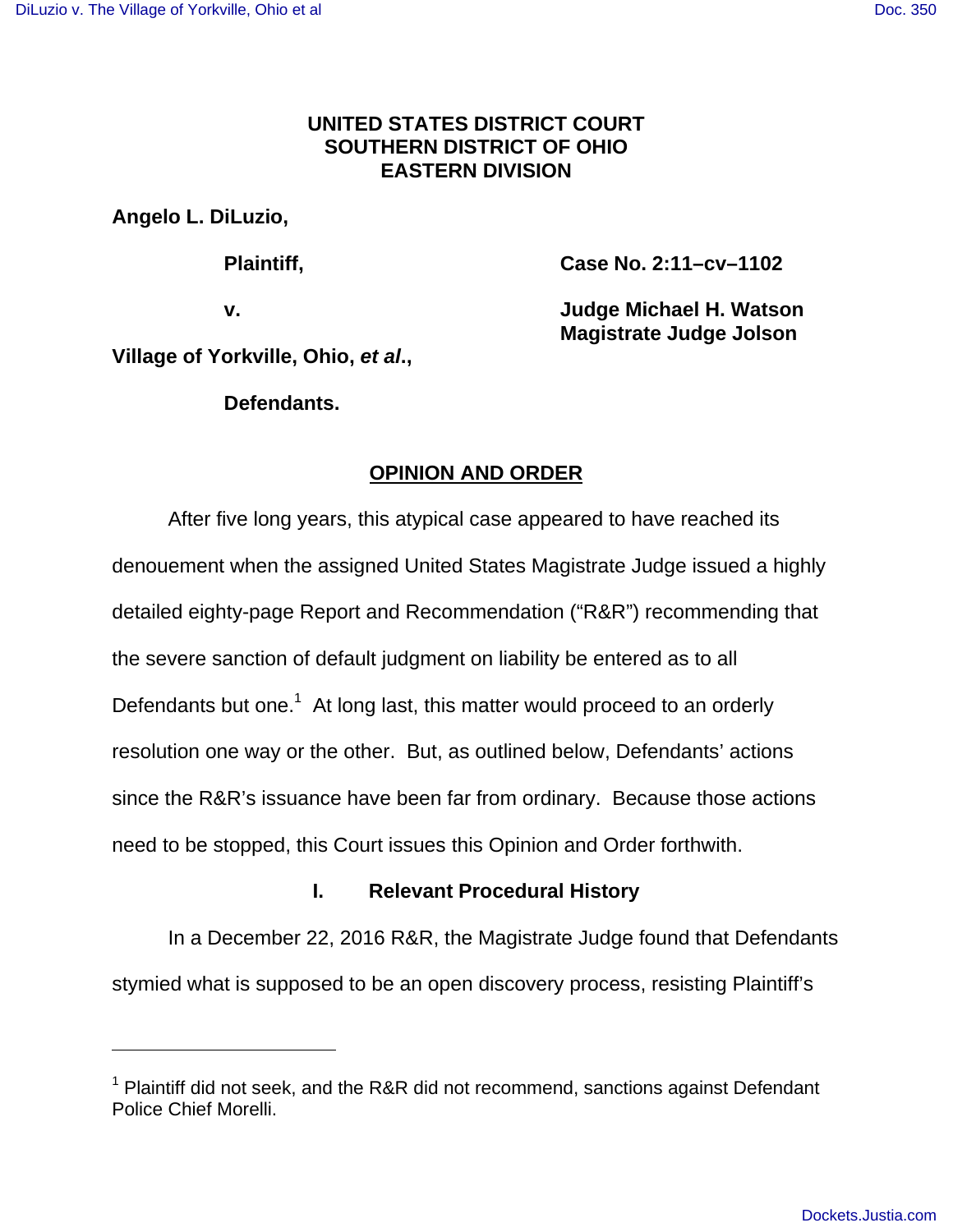**UNITED STATES DISTRICT COURT**
**SOUTHERN DISTRICT OF OHIO**
**EASTERN DIVISION**

**Angelo L. DiLuzio,**

**Plaintiff,**

**Case No. 2:11–cv–1102**

**v.**

**Judge Michael H. Watson**
**Magistrate Judge Jolson**

**Village of Yorkville, Ohio, *et al*.,**

**Defendants.**

## OPINION AND ORDER

After five long years, this atypical case appeared to have reached its denouement when the assigned United States Magistrate Judge issued a highly detailed eighty-page Report and Recommendation ("R&R") recommending that the severe sanction of default judgment on liability be entered as to all Defendants but one.[1] At long last, this matter would proceed to an orderly resolution one way or the other. But, as outlined below, Defendants' actions since the R&R's issuance have been far from ordinary. Because those actions need to be stopped, this Court issues this Opinion and Order forthwith.

### I. Relevant Procedural History

In a December 22, 2016 R&R, the Magistrate Judge found that Defendants stymied what is supposed to be an open discovery process, resisting Plaintiff's

[1] Plaintiff did not seek, and the R&R did not recommend, sanctions against Defendant Police Chief Morelli.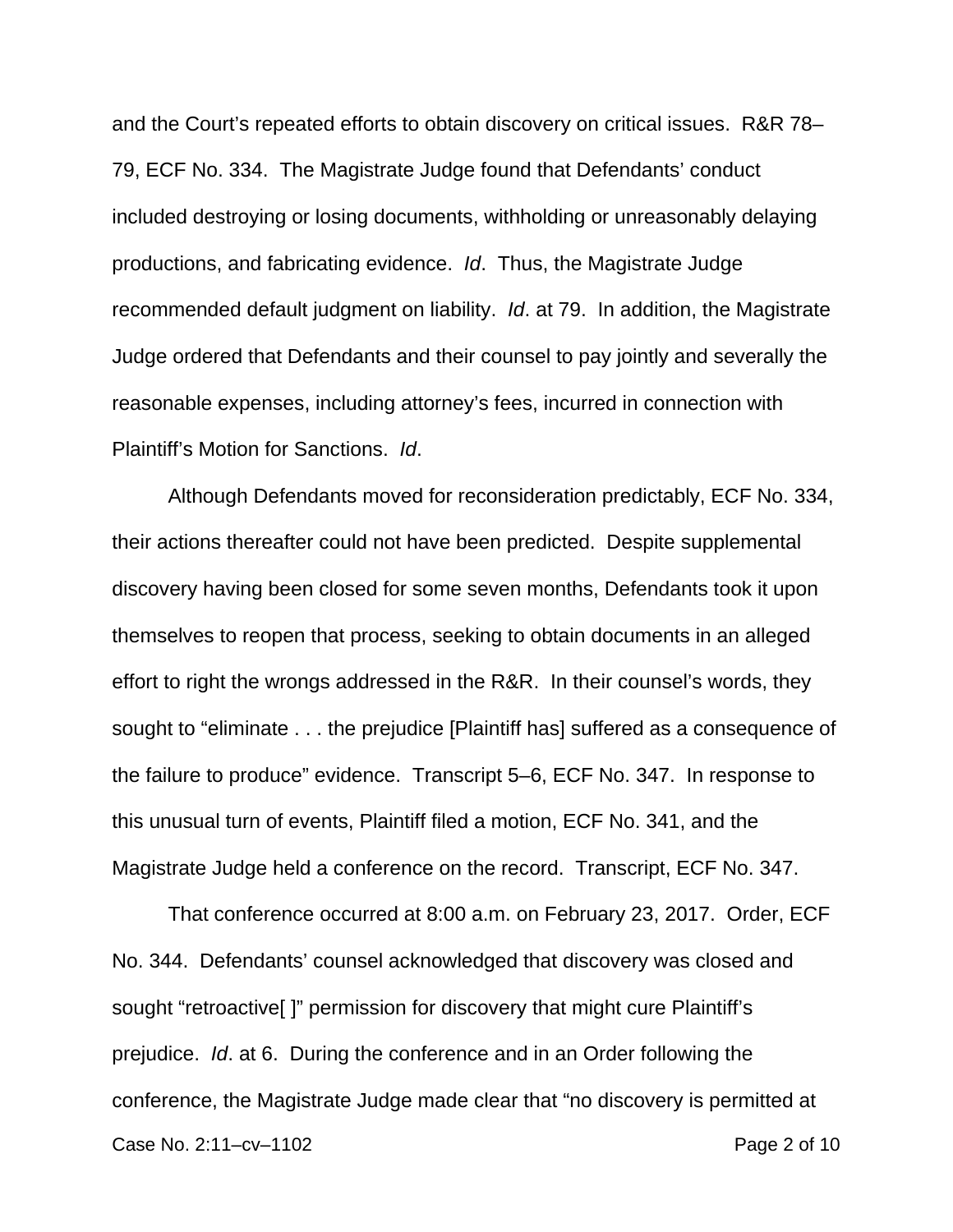and the Court's repeated efforts to obtain discovery on critical issues. R&R 78–79, ECF No. 334. The Magistrate Judge found that Defendants' conduct included destroying or losing documents, withholding or unreasonably delaying productions, and fabricating evidence. *Id*. Thus, the Magistrate Judge recommended default judgment on liability. *Id*. at 79. In addition, the Magistrate Judge ordered that Defendants and their counsel to pay jointly and severally the reasonable expenses, including attorney's fees, incurred in connection with Plaintiff's Motion for Sanctions. *Id*.

Although Defendants moved for reconsideration predictably, ECF No. 334, their actions thereafter could not have been predicted. Despite supplemental discovery having been closed for some seven months, Defendants took it upon themselves to reopen that process, seeking to obtain documents in an alleged effort to right the wrongs addressed in the R&R. In their counsel's words, they sought to "eliminate . . . the prejudice [Plaintiff has] suffered as a consequence of the failure to produce" evidence. Transcript 5–6, ECF No. 347. In response to this unusual turn of events, Plaintiff filed a motion, ECF No. 341, and the Magistrate Judge held a conference on the record. Transcript, ECF No. 347.

That conference occurred at 8:00 a.m. on February 23, 2017. Order, ECF No. 344. Defendants' counsel acknowledged that discovery was closed and sought "retroactive[ ]" permission for discovery that might cure Plaintiff's prejudice. *Id*. at 6. During the conference and in an Order following the conference, the Magistrate Judge made clear that "no discovery is permitted at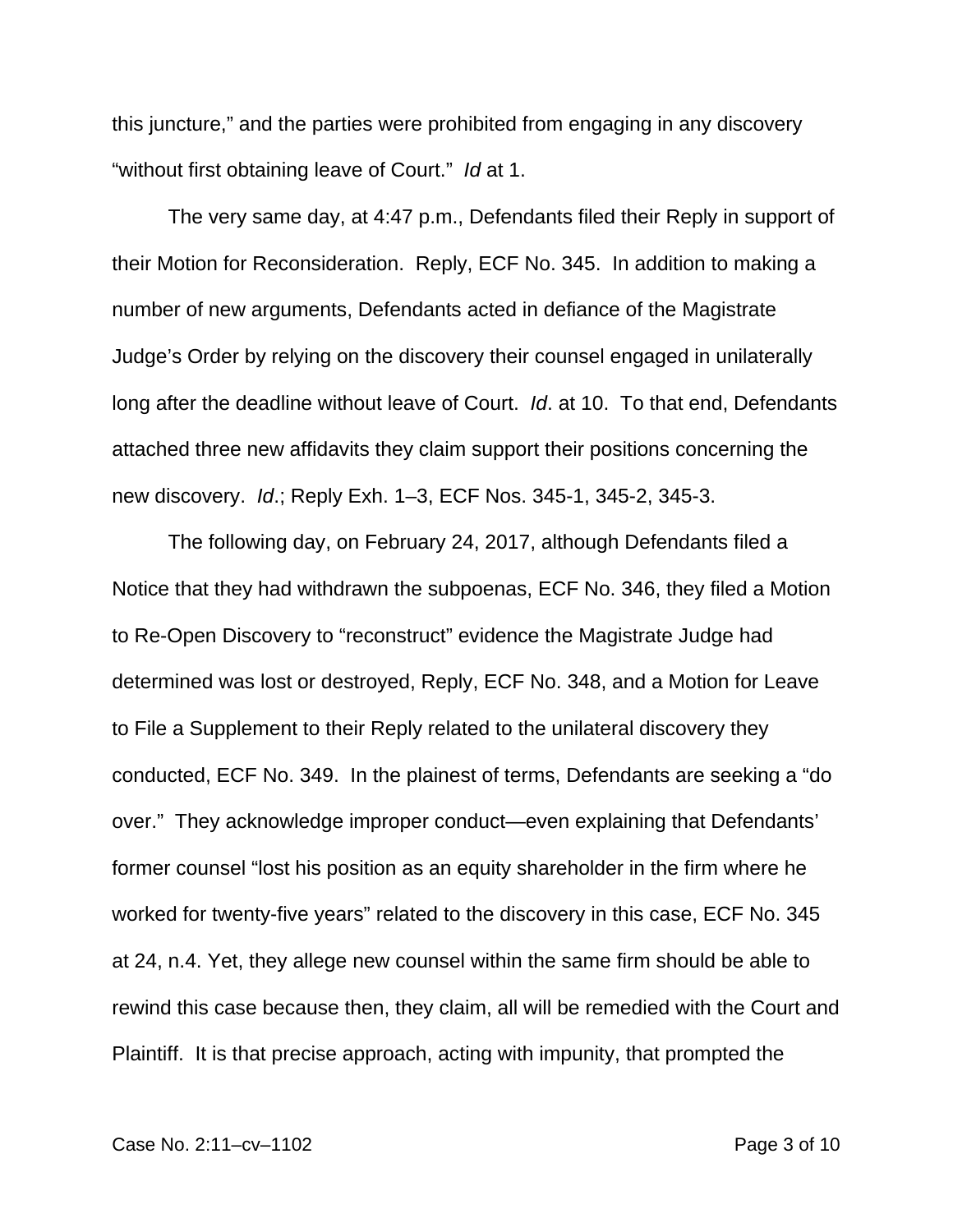this juncture," and the parties were prohibited from engaging in any discovery "without first obtaining leave of Court." *Id* at 1.

The very same day, at 4:47 p.m., Defendants filed their Reply in support of their Motion for Reconsideration. Reply, ECF No. 345. In addition to making a number of new arguments, Defendants acted in defiance of the Magistrate Judge's Order by relying on the discovery their counsel engaged in unilaterally long after the deadline without leave of Court. *Id*. at 10. To that end, Defendants attached three new affidavits they claim support their positions concerning the new discovery. *Id*.; Reply Exh. 1–3, ECF Nos. 345-1, 345-2, 345-3.

The following day, on February 24, 2017, although Defendants filed a Notice that they had withdrawn the subpoenas, ECF No. 346, they filed a Motion to Re-Open Discovery to "reconstruct" evidence the Magistrate Judge had determined was lost or destroyed, Reply, ECF No. 348, and a Motion for Leave to File a Supplement to their Reply related to the unilateral discovery they conducted, ECF No. 349. In the plainest of terms, Defendants are seeking a "do over." They acknowledge improper conduct—even explaining that Defendants' former counsel "lost his position as an equity shareholder in the firm where he worked for twenty-five years" related to the discovery in this case, ECF No. 345 at 24, n.4. Yet, they allege new counsel within the same firm should be able to rewind this case because then, they claim, all will be remedied with the Court and Plaintiff. It is that precise approach, acting with impunity, that prompted the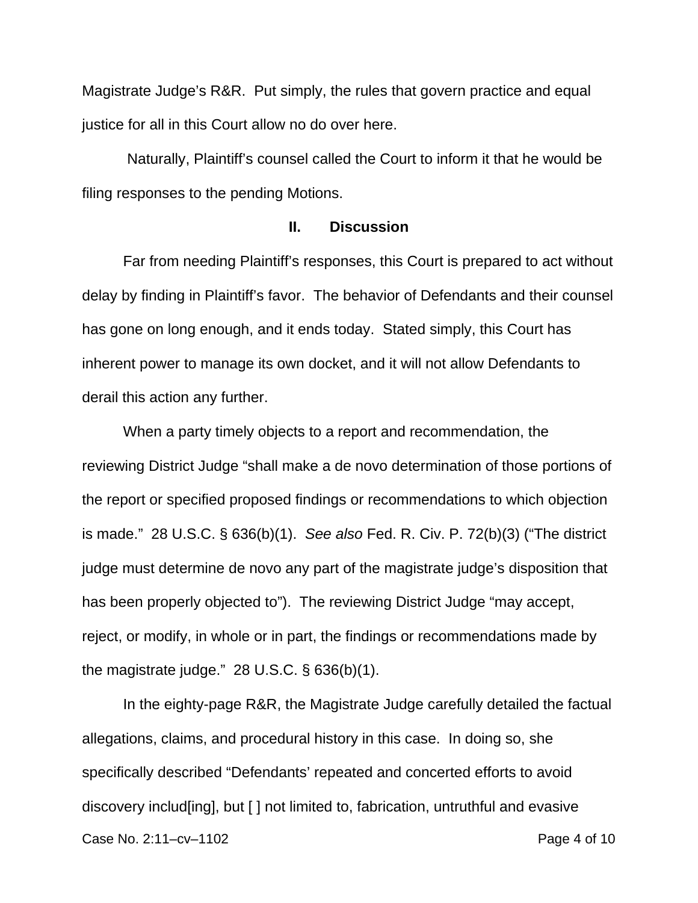Magistrate Judge's R&R. Put simply, the rules that govern practice and equal justice for all in this Court allow no do over here.

Naturally, Plaintiff's counsel called the Court to inform it that he would be filing responses to the pending Motions.

## II. Discussion

Far from needing Plaintiff's responses, this Court is prepared to act without delay by finding in Plaintiff's favor. The behavior of Defendants and their counsel has gone on long enough, and it ends today. Stated simply, this Court has inherent power to manage its own docket, and it will not allow Defendants to derail this action any further.

When a party timely objects to a report and recommendation, the reviewing District Judge "shall make a de novo determination of those portions of the report or specified proposed findings or recommendations to which objection is made." 28 U.S.C. § 636(b)(1). *See also* Fed. R. Civ. P. 72(b)(3) ("The district judge must determine de novo any part of the magistrate judge's disposition that has been properly objected to"). The reviewing District Judge "may accept, reject, or modify, in whole or in part, the findings or recommendations made by the magistrate judge." 28 U.S.C. § 636(b)(1).

In the eighty-page R&R, the Magistrate Judge carefully detailed the factual allegations, claims, and procedural history in this case. In doing so, she specifically described "Defendants' repeated and concerted efforts to avoid discovery includ[ing], but [ ] not limited to, fabrication, untruthful and evasive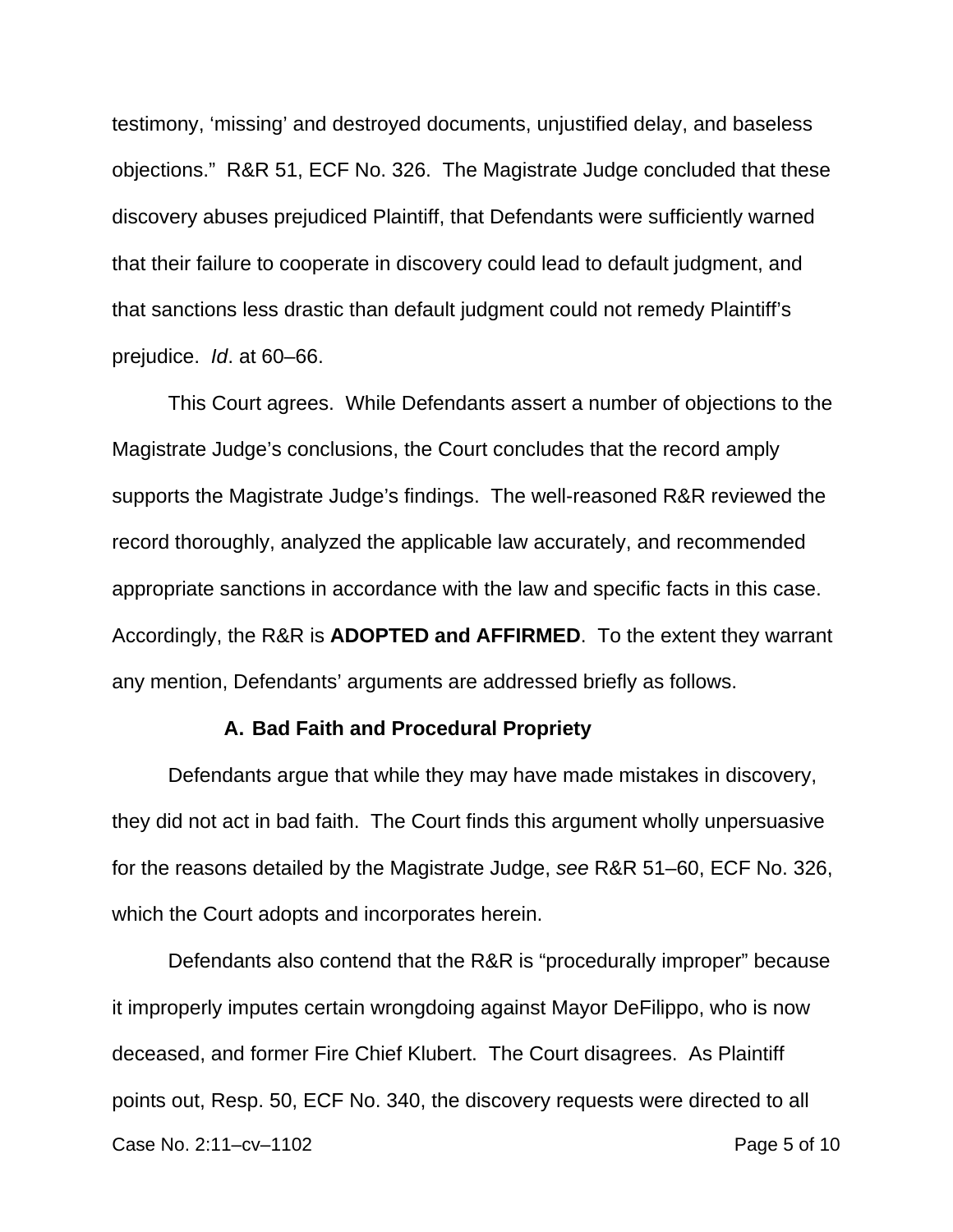testimony, 'missing' and destroyed documents, unjustified delay, and baseless objections." R&R 51, ECF No. 326. The Magistrate Judge concluded that these discovery abuses prejudiced Plaintiff, that Defendants were sufficiently warned that their failure to cooperate in discovery could lead to default judgment, and that sanctions less drastic than default judgment could not remedy Plaintiff's prejudice. *Id*. at 60–66.

This Court agrees. While Defendants assert a number of objections to the Magistrate Judge's conclusions, the Court concludes that the record amply supports the Magistrate Judge's findings. The well-reasoned R&R reviewed the record thoroughly, analyzed the applicable law accurately, and recommended appropriate sanctions in accordance with the law and specific facts in this case. Accordingly, the R&R is **ADOPTED and AFFIRMED**. To the extent they warrant any mention, Defendants' arguments are addressed briefly as follows.

### A. Bad Faith and Procedural Propriety

Defendants argue that while they may have made mistakes in discovery, they did not act in bad faith. The Court finds this argument wholly unpersuasive for the reasons detailed by the Magistrate Judge, *see* R&R 51–60, ECF No. 326, which the Court adopts and incorporates herein.

Defendants also contend that the R&R is "procedurally improper" because it improperly imputes certain wrongdoing against Mayor DeFilippo, who is now deceased, and former Fire Chief Klubert. The Court disagrees. As Plaintiff points out, Resp. 50, ECF No. 340, the discovery requests were directed to all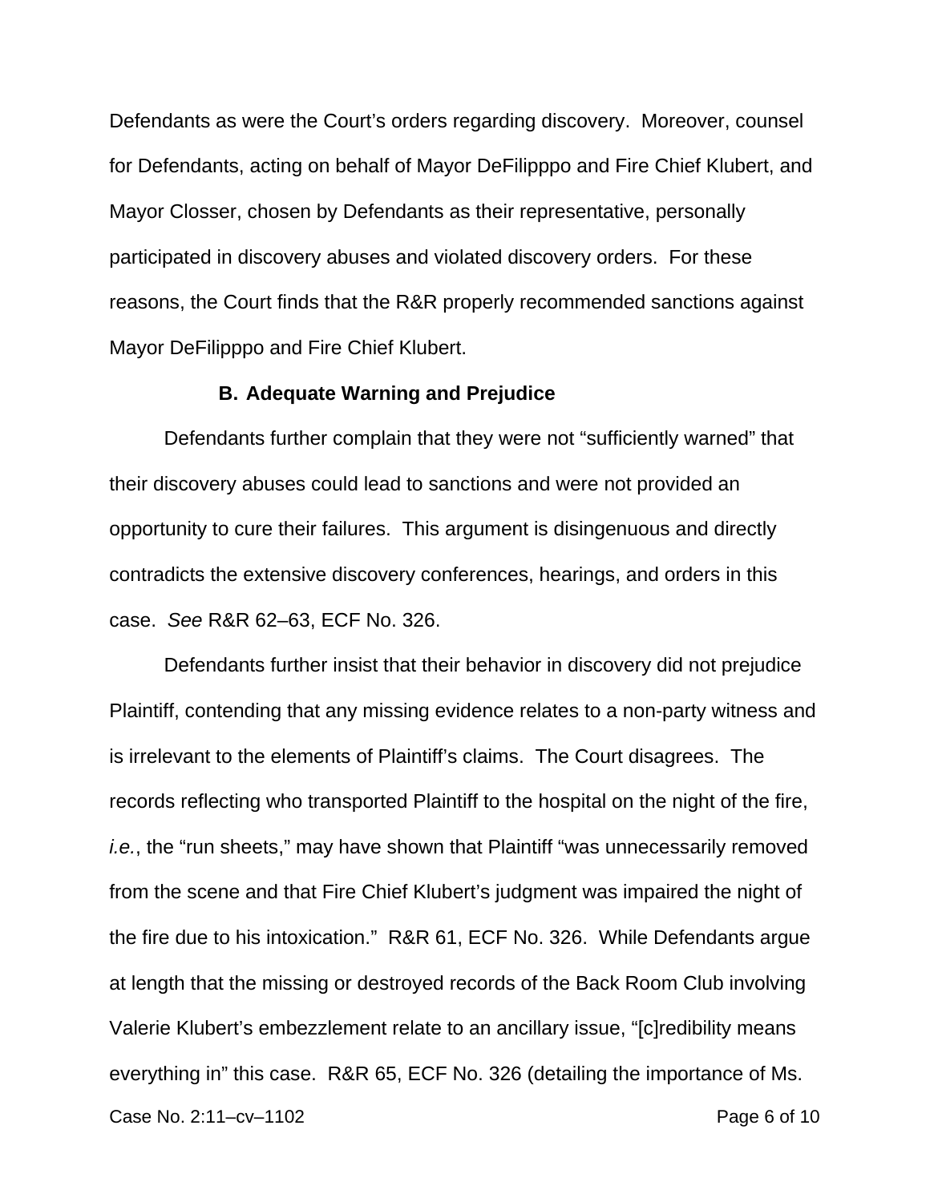Defendants as were the Court's orders regarding discovery. Moreover, counsel for Defendants, acting on behalf of Mayor DeFilipppo and Fire Chief Klubert, and Mayor Closser, chosen by Defendants as their representative, personally participated in discovery abuses and violated discovery orders. For these reasons, the Court finds that the R&R properly recommended sanctions against Mayor DeFilipppo and Fire Chief Klubert.

### B. Adequate Warning and Prejudice

Defendants further complain that they were not "sufficiently warned" that their discovery abuses could lead to sanctions and were not provided an opportunity to cure their failures. This argument is disingenuous and directly contradicts the extensive discovery conferences, hearings, and orders in this case. *See* R&R 62–63, ECF No. 326.

Defendants further insist that their behavior in discovery did not prejudice Plaintiff, contending that any missing evidence relates to a non-party witness and is irrelevant to the elements of Plaintiff's claims. The Court disagrees. The records reflecting who transported Plaintiff to the hospital on the night of the fire, *i.e.*, the "run sheets," may have shown that Plaintiff "was unnecessarily removed from the scene and that Fire Chief Klubert's judgment was impaired the night of the fire due to his intoxication." R&R 61, ECF No. 326. While Defendants argue at length that the missing or destroyed records of the Back Room Club involving Valerie Klubert's embezzlement relate to an ancillary issue, "[c]redibility means everything in" this case. R&R 65, ECF No. 326 (detailing the importance of Ms.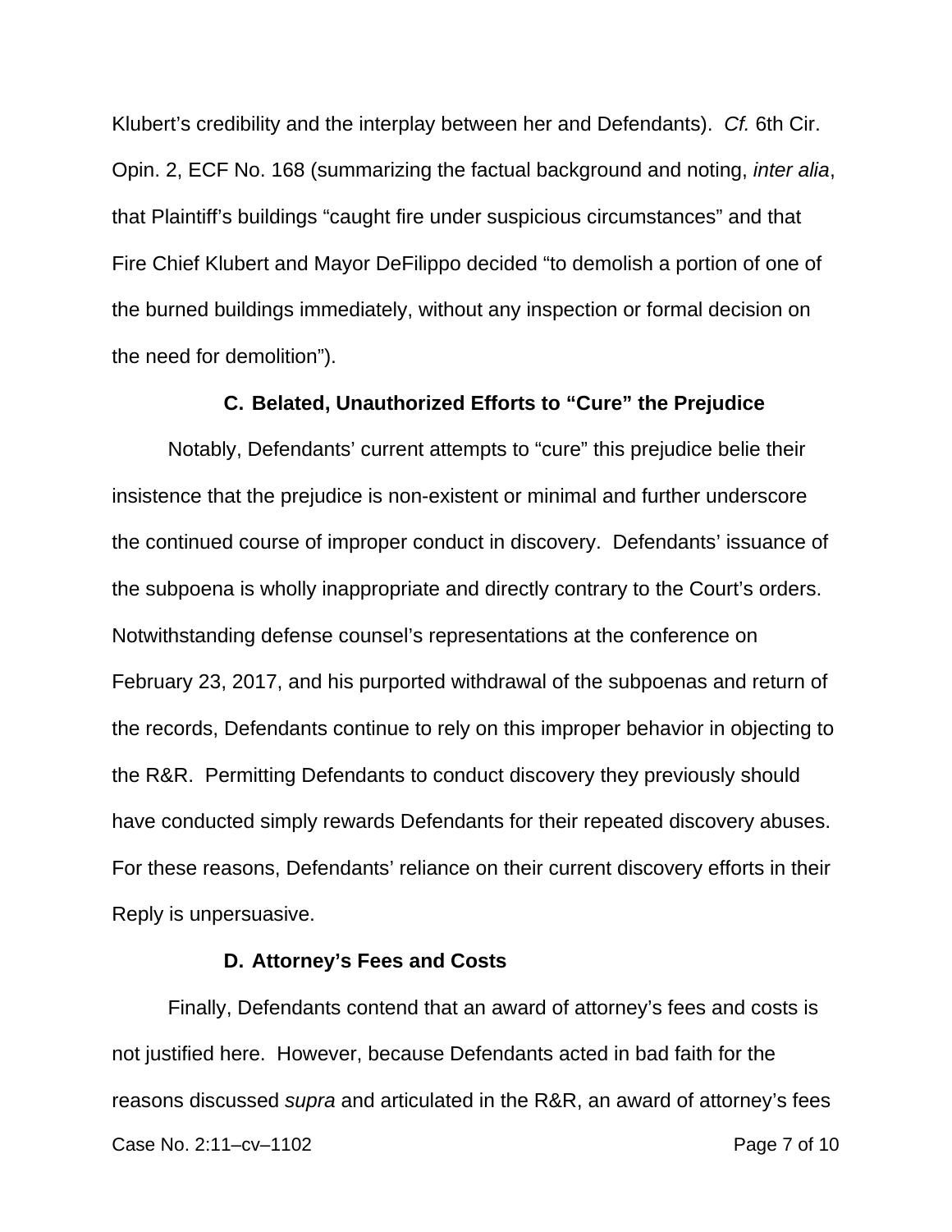Klubert's credibility and the interplay between her and Defendants). *Cf.* 6th Cir. Opin. 2, ECF No. 168 (summarizing the factual background and noting, *inter alia*, that Plaintiff's buildings "caught fire under suspicious circumstances" and that Fire Chief Klubert and Mayor DeFilippo decided "to demolish a portion of one of the burned buildings immediately, without any inspection or formal decision on the need for demolition").

### C. Belated, Unauthorized Efforts to "Cure" the Prejudice

Notably, Defendants' current attempts to "cure" this prejudice belie their insistence that the prejudice is non-existent or minimal and further underscore the continued course of improper conduct in discovery. Defendants' issuance of the subpoena is wholly inappropriate and directly contrary to the Court's orders. Notwithstanding defense counsel's representations at the conference on February 23, 2017, and his purported withdrawal of the subpoenas and return of the records, Defendants continue to rely on this improper behavior in objecting to the R&R. Permitting Defendants to conduct discovery they previously should have conducted simply rewards Defendants for their repeated discovery abuses. For these reasons, Defendants' reliance on their current discovery efforts in their Reply is unpersuasive.

### D. Attorney's Fees and Costs

Finally, Defendants contend that an award of attorney's fees and costs is not justified here. However, because Defendants acted in bad faith for the reasons discussed *supra* and articulated in the R&R, an award of attorney's fees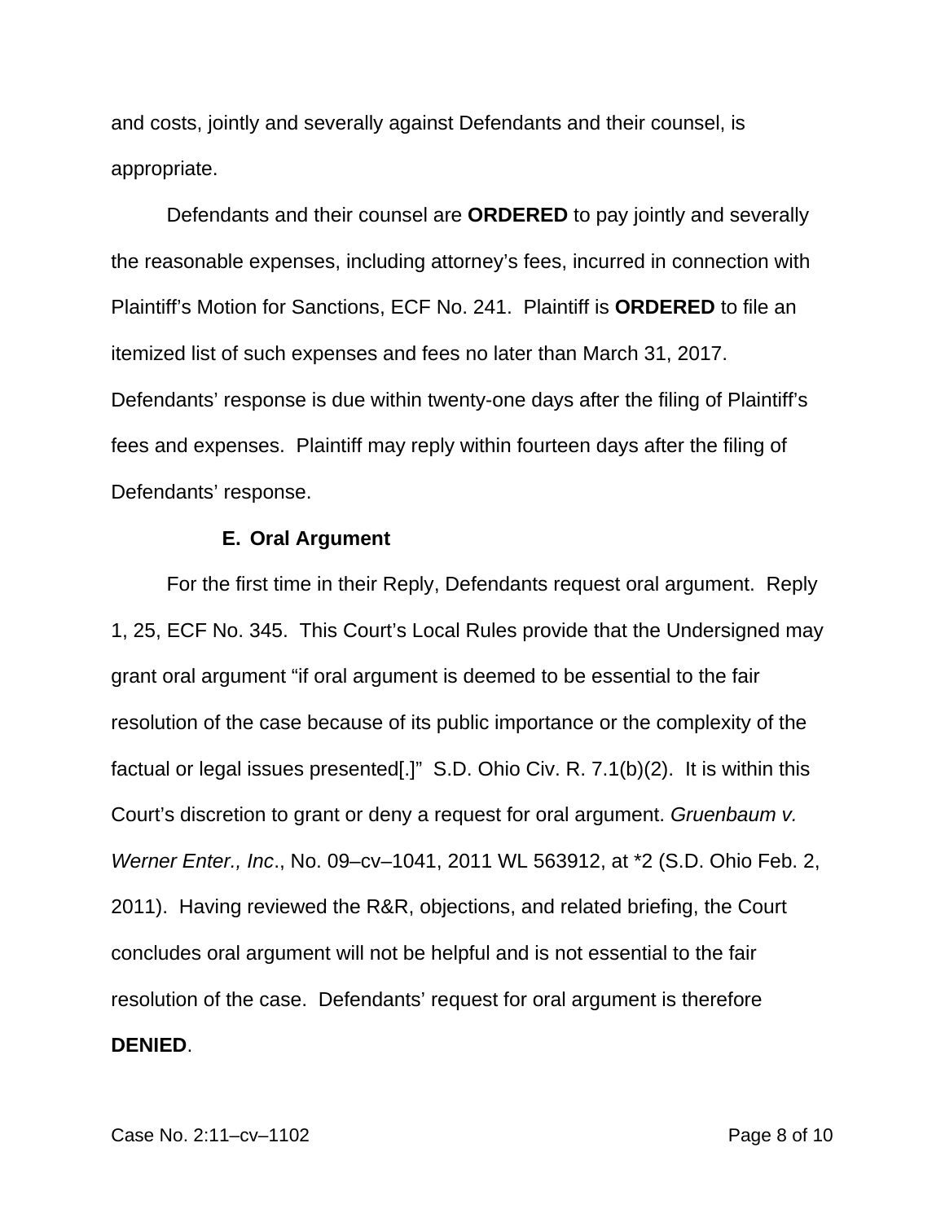and costs, jointly and severally against Defendants and their counsel, is appropriate.

Defendants and their counsel are **ORDERED** to pay jointly and severally the reasonable expenses, including attorney's fees, incurred in connection with Plaintiff's Motion for Sanctions, ECF No. 241. Plaintiff is **ORDERED** to file an itemized list of such expenses and fees no later than March 31, 2017. Defendants' response is due within twenty-one days after the filing of Plaintiff's fees and expenses. Plaintiff may reply within fourteen days after the filing of Defendants' response.

### E. Oral Argument

For the first time in their Reply, Defendants request oral argument. Reply 1, 25, ECF No. 345. This Court's Local Rules provide that the Undersigned may grant oral argument "if oral argument is deemed to be essential to the fair resolution of the case because of its public importance or the complexity of the factual or legal issues presented[.]" S.D. Ohio Civ. R. 7.1(b)(2). It is within this Court's discretion to grant or deny a request for oral argument. *Gruenbaum v. Werner Enter., Inc*., No. 09–cv–1041, 2011 WL 563912, at *2 (S.D. Ohio Feb. 2, 2011). Having reviewed the R&R, objections, and related briefing, the Court concludes oral argument will not be helpful and is not essential to the fair resolution of the case. Defendants' request for oral argument is therefore **DENIED**.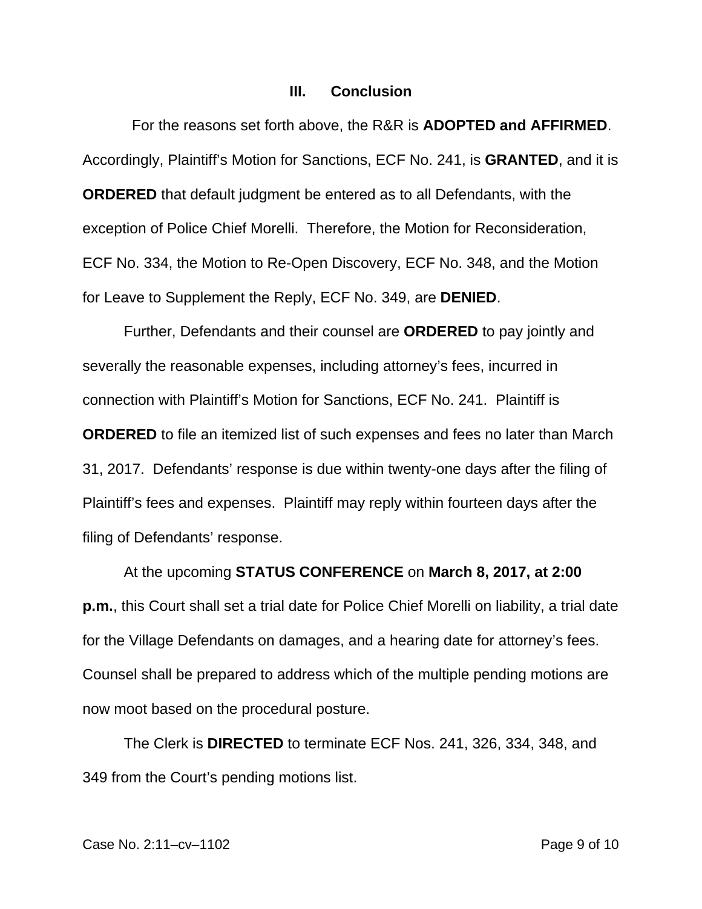### III. Conclusion

For the reasons set forth above, the R&R is **ADOPTED and AFFIRMED**. Accordingly, Plaintiff's Motion for Sanctions, ECF No. 241, is **GRANTED**, and it is **ORDERED** that default judgment be entered as to all Defendants, with the exception of Police Chief Morelli. Therefore, the Motion for Reconsideration, ECF No. 334, the Motion to Re-Open Discovery, ECF No. 348, and the Motion for Leave to Supplement the Reply, ECF No. 349, are **DENIED**.

Further, Defendants and their counsel are **ORDERED** to pay jointly and severally the reasonable expenses, including attorney's fees, incurred in connection with Plaintiff's Motion for Sanctions, ECF No. 241. Plaintiff is **ORDERED** to file an itemized list of such expenses and fees no later than March 31, 2017. Defendants' response is due within twenty-one days after the filing of Plaintiff's fees and expenses. Plaintiff may reply within fourteen days after the filing of Defendants' response.

At the upcoming **STATUS CONFERENCE** on **March 8, 2017, at 2:00 p.m.**, this Court shall set a trial date for Police Chief Morelli on liability, a trial date for the Village Defendants on damages, and a hearing date for attorney's fees. Counsel shall be prepared to address which of the multiple pending motions are now moot based on the procedural posture.

The Clerk is **DIRECTED** to terminate ECF Nos. 241, 326, 334, 348, and 349 from the Court's pending motions list.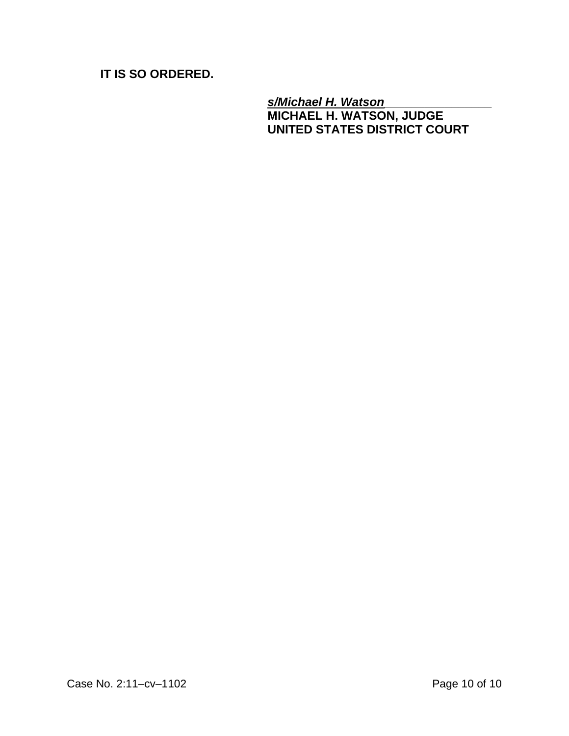**IT IS SO ORDERED.**

***s/Michael H. Watson***
**MICHAEL H. WATSON, JUDGE**
**UNITED STATES DISTRICT COURT**